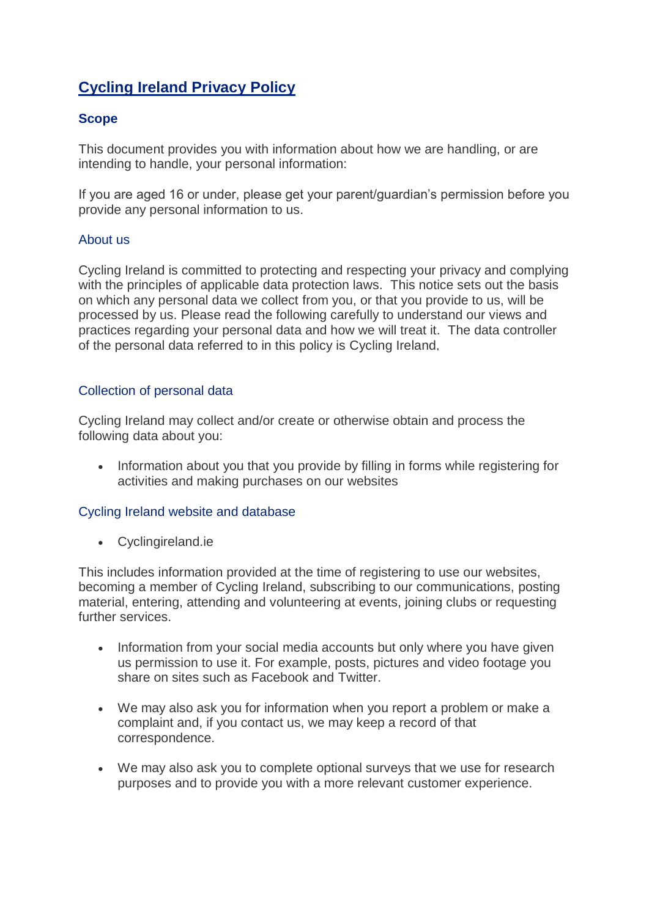# Cycling Ireland Privacy Policy

## Scope

This document provides you with information about how we are handling, or are intending to handle, your personal information:

If you are aged 16 or under, please get your parent/guardian's permission before you provide any personal information to us.

### About us

Cycling Ireland is committed to protecting and respecting your privacy and complying with the principles of applicable data protection laws. This notice sets out the basis on which any personal data we collect from you, or that you provide to us, will be processed by us. Please read the following carefully to understand our views and practices regarding your personal data and how we will treat it. The data controller of the personal data referred to in this policy is Cycling Ireland,

### Collection of personal data

Cycling Ireland may collect and/or create or otherwise obtain and process the following data about you:

- Information about you that you provide by filling in forms while registering for activities and making purchases on our websites

### Cycling Ireland website and database

- Cyclingireland.ie

This includes information provided at the time of registering to use our websites, becoming a member of Cycling Ireland, subscribing to our communications, posting material, entering, attending and volunteering at events, joining clubs or requesting further services.

- Information from your social media accounts but only where you have given us permission to use it. For example, posts, pictures and video footage you share on sites such as Facebook and Twitter.

- We may also ask you for information when you report a problem or make a complaint and, if you contact us, we may keep a record of that correspondence.

- We may also ask you to complete optional surveys that we use for research purposes and to provide you with a more relevant customer experience.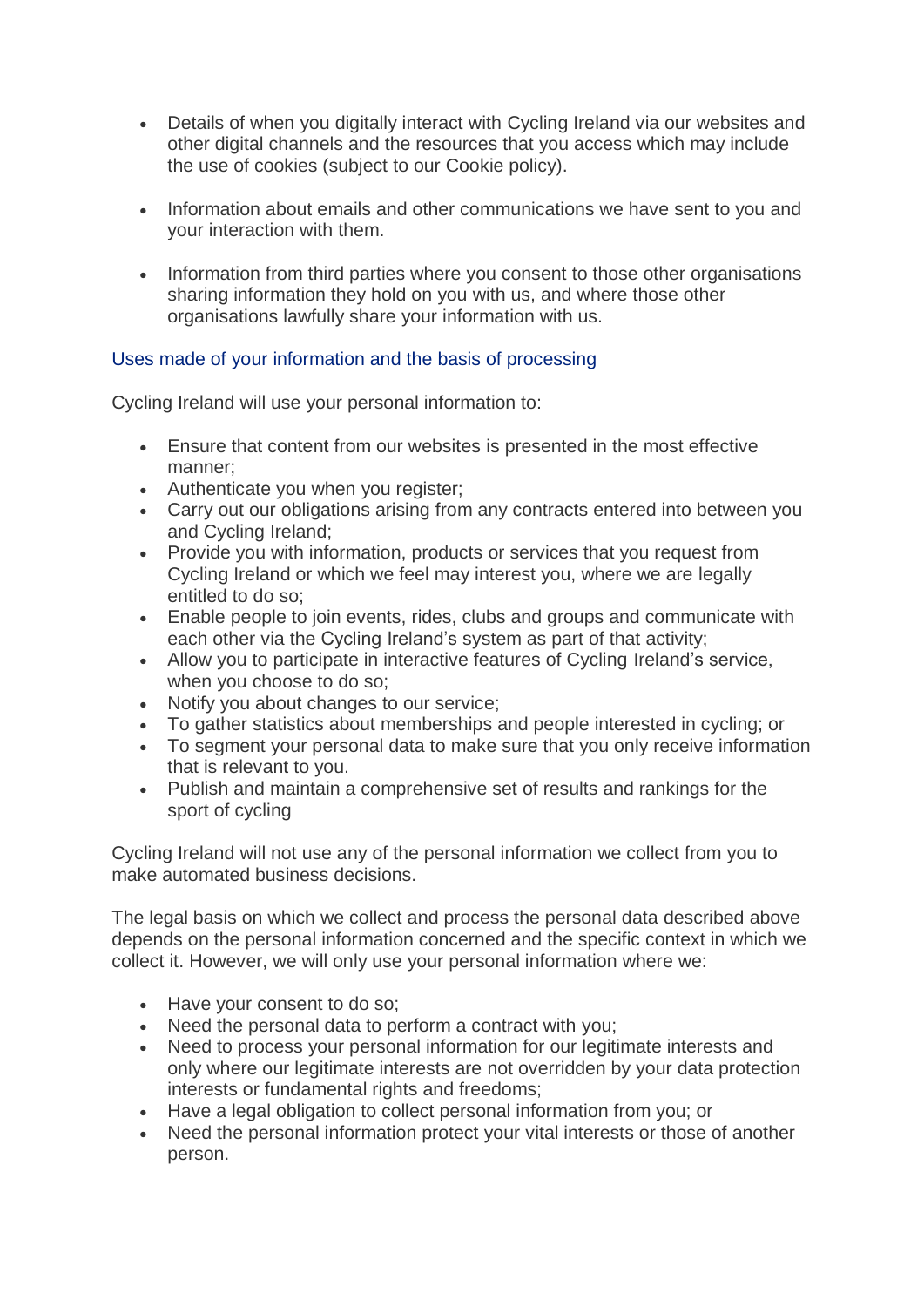- Details of when you digitally interact with Cycling Ireland via our websites and other digital channels and the resources that you access which may include the use of cookies (subject to our Cookie policy).

- Information about emails and other communications we have sent to you and your interaction with them.

- Information from third parties where you consent to those other organisations sharing information they hold on you with us, and where those other organisations lawfully share your information with us.

## Uses made of your information and the basis of processing

Cycling Ireland will use your personal information to:

- Ensure that content from our websites is presented in the most effective manner;
- Authenticate you when you register;
- Carry out our obligations arising from any contracts entered into between you and Cycling Ireland;
- Provide you with information, products or services that you request from Cycling Ireland or which we feel may interest you, where we are legally entitled to do so;
- Enable people to join events, rides, clubs and groups and communicate with each other via the Cycling Ireland's system as part of that activity;
- Allow you to participate in interactive features of Cycling Ireland's service, when you choose to do so;
- Notify you about changes to our service;
- To gather statistics about memberships and people interested in cycling; or
- To segment your personal data to make sure that you only receive information that is relevant to you.
- Publish and maintain a comprehensive set of results and rankings for the sport of cycling

Cycling Ireland will not use any of the personal information we collect from you to make automated business decisions.

The legal basis on which we collect and process the personal data described above depends on the personal information concerned and the specific context in which we collect it. However, we will only use your personal information where we:

- Have your consent to do so;
- Need the personal data to perform a contract with you;
- Need to process your personal information for our legitimate interests and only where our legitimate interests are not overridden by your data protection interests or fundamental rights and freedoms;
- Have a legal obligation to collect personal information from you; or
- Need the personal information protect your vital interests or those of another person.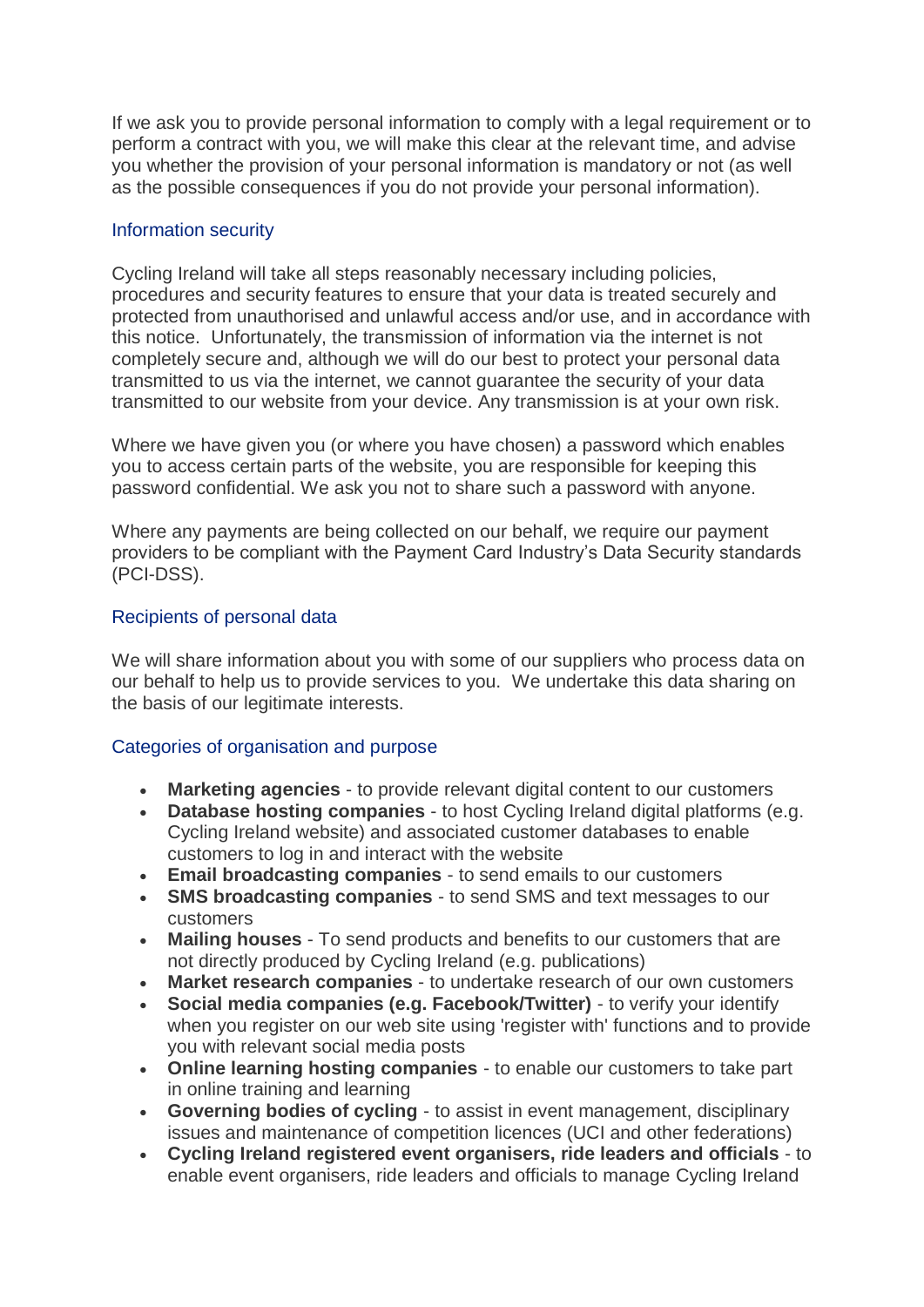If we ask you to provide personal information to comply with a legal requirement or to perform a contract with you, we will make this clear at the relevant time, and advise you whether the provision of your personal information is mandatory or not (as well as the possible consequences if you do not provide your personal information).

## Information security

Cycling Ireland will take all steps reasonably necessary including policies, procedures and security features to ensure that your data is treated securely and protected from unauthorised and unlawful access and/or use, and in accordance with this notice. Unfortunately, the transmission of information via the internet is not completely secure and, although we will do our best to protect your personal data transmitted to us via the internet, we cannot guarantee the security of your data transmitted to our website from your device. Any transmission is at your own risk.

Where we have given you (or where you have chosen) a password which enables you to access certain parts of the website, you are responsible for keeping this password confidential. We ask you not to share such a password with anyone.

Where any payments are being collected on our behalf, we require our payment providers to be compliant with the Payment Card Industry's Data Security standards (PCI-DSS).

## Recipients of personal data

We will share information about you with some of our suppliers who process data on our behalf to help us to provide services to you. We undertake this data sharing on the basis of our legitimate interests.

## Categories of organisation and purpose

- **Marketing agencies** - to provide relevant digital content to our customers
- **Database hosting companies** - to host Cycling Ireland digital platforms (e.g. Cycling Ireland website) and associated customer databases to enable customers to log in and interact with the website
- **Email broadcasting companies** - to send emails to our customers
- **SMS broadcasting companies** - to send SMS and text messages to our customers
- **Mailing houses** - To send products and benefits to our customers that are not directly produced by Cycling Ireland (e.g. publications)
- **Market research companies** - to undertake research of our own customers
- **Social media companies (e.g. Facebook/Twitter)** - to verify your identify when you register on our web site using 'register with' functions and to provide you with relevant social media posts
- **Online learning hosting companies** - to enable our customers to take part in online training and learning
- **Governing bodies of cycling** - to assist in event management, disciplinary issues and maintenance of competition licences (UCI and other federations)
- **Cycling Ireland registered event organisers, ride leaders and officials** - to enable event organisers, ride leaders and officials to manage Cycling Ireland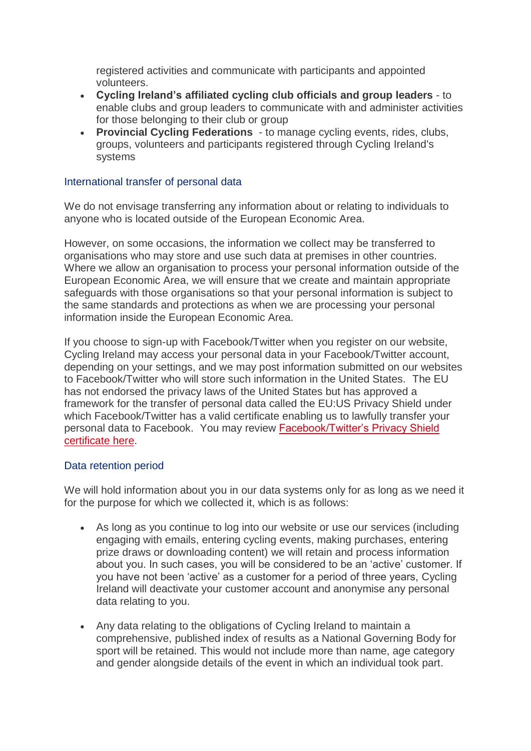registered activities and communicate with participants and appointed volunteers.

- **Cycling Ireland's affiliated cycling club officials and group leaders** - to enable clubs and group leaders to communicate with and administer activities for those belonging to their club or group
- **Provincial Cycling Federations** - to manage cycling events, rides, clubs, groups, volunteers and participants registered through Cycling Ireland's systems

## International transfer of personal data

We do not envisage transferring any information about or relating to individuals to anyone who is located outside of the European Economic Area.

However, on some occasions, the information we collect may be transferred to organisations who may store and use such data at premises in other countries. Where we allow an organisation to process your personal information outside of the European Economic Area, we will ensure that we create and maintain appropriate safeguards with those organisations so that your personal information is subject to the same standards and protections as when we are processing your personal information inside the European Economic Area.

If you choose to sign-up with Facebook/Twitter when you register on our website, Cycling Ireland may access your personal data in your Facebook/Twitter account, depending on your settings, and we may post information submitted on our websites to Facebook/Twitter who will store such information in the United States. The EU has not endorsed the privacy laws of the United States but has approved a framework for the transfer of personal data called the EU:US Privacy Shield under which Facebook/Twitter has a valid certificate enabling us to lawfully transfer your personal data to Facebook. You may review Facebook/Twitter's Privacy Shield certificate here.

## Data retention period

We will hold information about you in our data systems only for as long as we need it for the purpose for which we collected it, which is as follows:

- As long as you continue to log into our website or use our services (including engaging with emails, entering cycling events, making purchases, entering prize draws or downloading content) we will retain and process information about you. In such cases, you will be considered to be an 'active' customer. If you have not been 'active' as a customer for a period of three years, Cycling Ireland will deactivate your customer account and anonymise any personal data relating to you.

- Any data relating to the obligations of Cycling Ireland to maintain a comprehensive, published index of results as a National Governing Body for sport will be retained. This would not include more than name, age category and gender alongside details of the event in which an individual took part.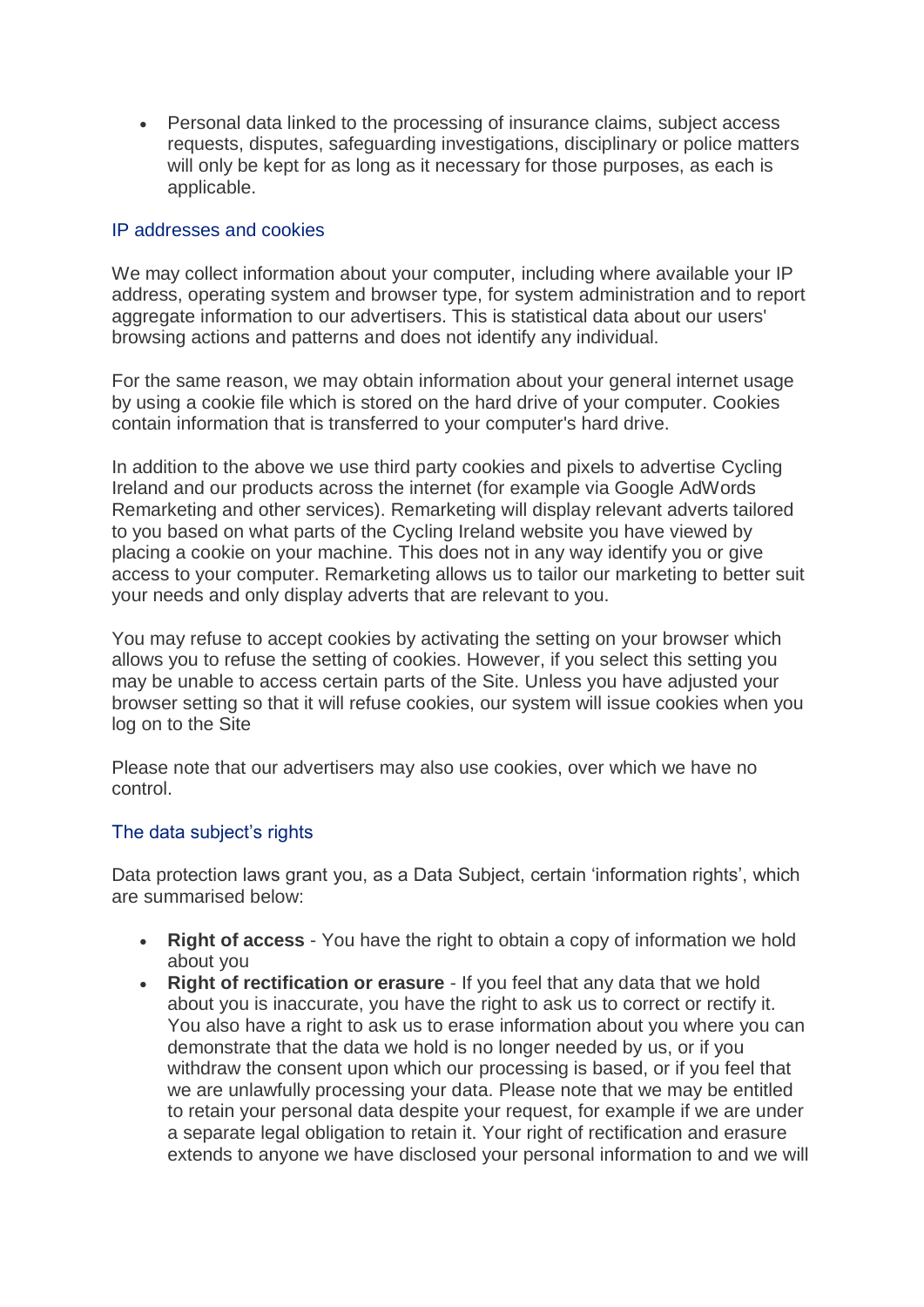- Personal data linked to the processing of insurance claims, subject access requests, disputes, safeguarding investigations, disciplinary or police matters will only be kept for as long as it necessary for those purposes, as each is applicable.

## IP addresses and cookies

We may collect information about your computer, including where available your IP address, operating system and browser type, for system administration and to report aggregate information to our advertisers. This is statistical data about our users' browsing actions and patterns and does not identify any individual.

For the same reason, we may obtain information about your general internet usage by using a cookie file which is stored on the hard drive of your computer. Cookies contain information that is transferred to your computer's hard drive.

In addition to the above we use third party cookies and pixels to advertise Cycling Ireland and our products across the internet (for example via Google AdWords Remarketing and other services). Remarketing will display relevant adverts tailored to you based on what parts of the Cycling Ireland website you have viewed by placing a cookie on your machine. This does not in any way identify you or give access to your computer. Remarketing allows us to tailor our marketing to better suit your needs and only display adverts that are relevant to you.

You may refuse to accept cookies by activating the setting on your browser which allows you to refuse the setting of cookies. However, if you select this setting you may be unable to access certain parts of the Site. Unless you have adjusted your browser setting so that it will refuse cookies, our system will issue cookies when you log on to the Site

Please note that our advertisers may also use cookies, over which we have no control.

## The data subject's rights

Data protection laws grant you, as a Data Subject, certain 'information rights', which are summarised below:

- **Right of access** - You have the right to obtain a copy of information we hold about you
- **Right of rectification or erasure** - If you feel that any data that we hold about you is inaccurate, you have the right to ask us to correct or rectify it. You also have a right to ask us to erase information about you where you can demonstrate that the data we hold is no longer needed by us, or if you withdraw the consent upon which our processing is based, or if you feel that we are unlawfully processing your data. Please note that we may be entitled to retain your personal data despite your request, for example if we are under a separate legal obligation to retain it. Your right of rectification and erasure extends to anyone we have disclosed your personal information to and we will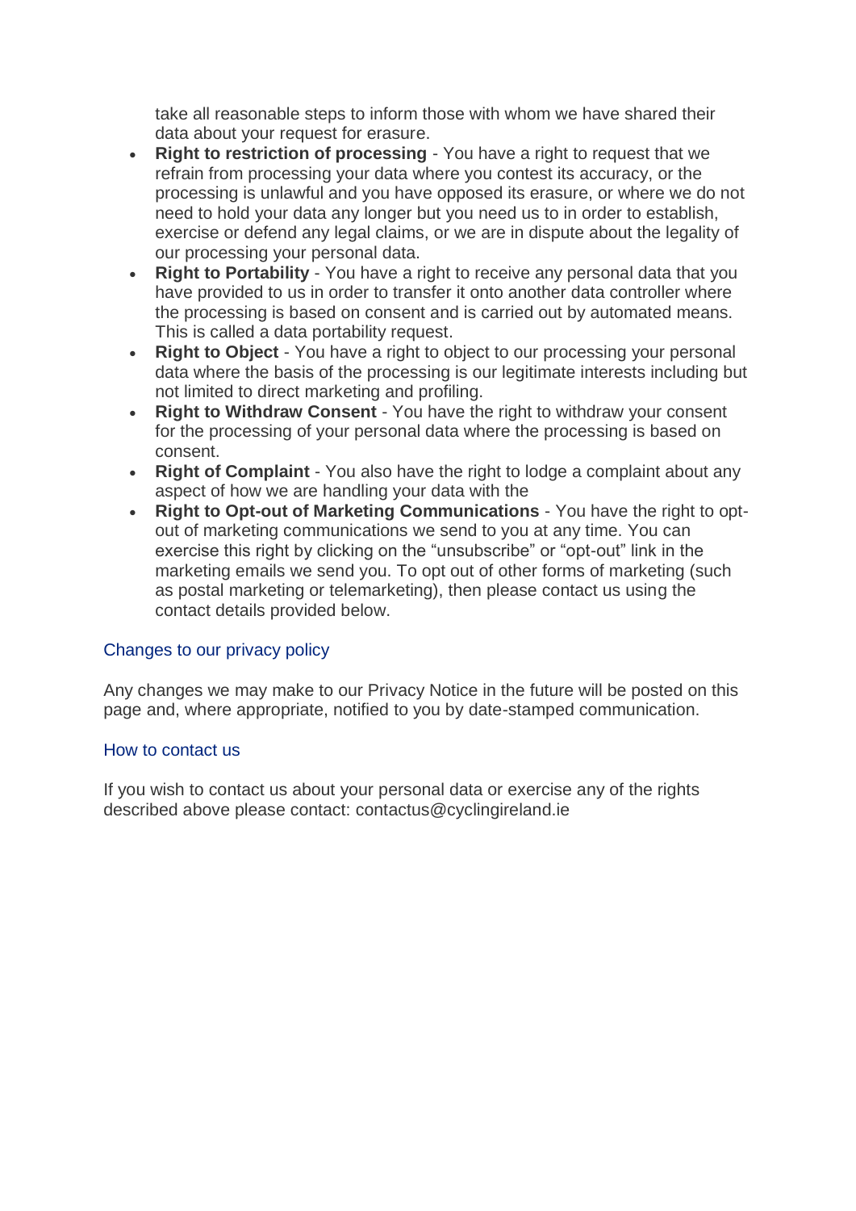take all reasonable steps to inform those with whom we have shared their data about your request for erasure.

- **Right to restriction of processing** - You have a right to request that we refrain from processing your data where you contest its accuracy, or the processing is unlawful and you have opposed its erasure, or where we do not need to hold your data any longer but you need us to in order to establish, exercise or defend any legal claims, or we are in dispute about the legality of our processing your personal data.
- **Right to Portability** - You have a right to receive any personal data that you have provided to us in order to transfer it onto another data controller where the processing is based on consent and is carried out by automated means. This is called a data portability request.
- **Right to Object** - You have a right to object to our processing your personal data where the basis of the processing is our legitimate interests including but not limited to direct marketing and profiling.
- **Right to Withdraw Consent** - You have the right to withdraw your consent for the processing of your personal data where the processing is based on consent.
- **Right of Complaint** - You also have the right to lodge a complaint about any aspect of how we are handling your data with the
- **Right to Opt-out of Marketing Communications** - You have the right to opt-out of marketing communications we send to you at any time. You can exercise this right by clicking on the "unsubscribe" or "opt-out" link in the marketing emails we send you. To opt out of other forms of marketing (such as postal marketing or telemarketing), then please contact us using the contact details provided below.

## Changes to our privacy policy

Any changes we may make to our Privacy Notice in the future will be posted on this page and, where appropriate, notified to you by date-stamped communication.

## How to contact us

If you wish to contact us about your personal data or exercise any of the rights described above please contact: contactus@cyclingireland.ie